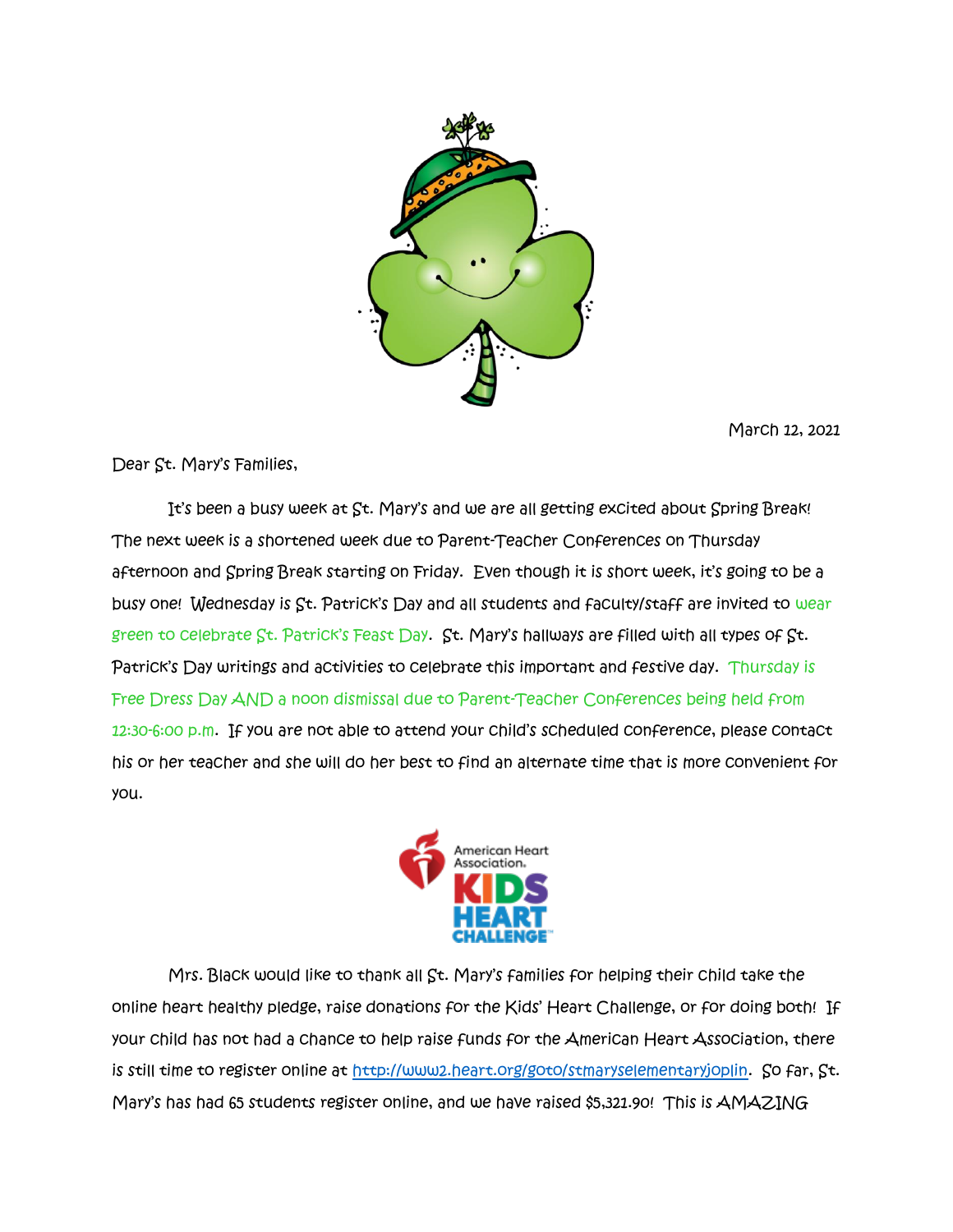March 12, 2021

Dear St. Mary's Families,

It's been a busy week at St. Mary's and we are all getting excited about Spring Break! The next week is a shortened week due to Parent-Teacher Conferences on Thursday afternoon and Spring Break starting on Friday. Even though it is short week, it's going to be a busy one! Wednesday is St. Patrick's Day and all students and faculty/staff are invited to wear green to celebrate St. Patrick's Feast Day. St. Mary's hallways are filled with all types of St. Patrick's Day writings and activities to celebrate this important and festive day. Thursday is Free Dress Day AND a noon dismissal due to Parent-Teacher Conferences being held from 12:30-6:00 p.m. If you are not able to attend your child's scheduled conference, please contact his or her teacher and she will do her best to find an alternate time that is more convenient for you.

American Heart Association.
KIDS HEART CHALLENGE™

Mrs. Black would like to thank all St. Mary's families for helping their child take the online heart healthy pledge, raise donations for the Kids' Heart Challenge, or for doing both! If your child has not had a chance to help raise funds for the American Heart Association, there is still time to register online at [http://www2.heart.org/goto/stmaryselementaryjoplin](http://www2.heart.org/goto/stmaryselementaryjoplin). So far, St. Mary's has had 65 students register online, and we have raised $5,321.90! This is AMAZING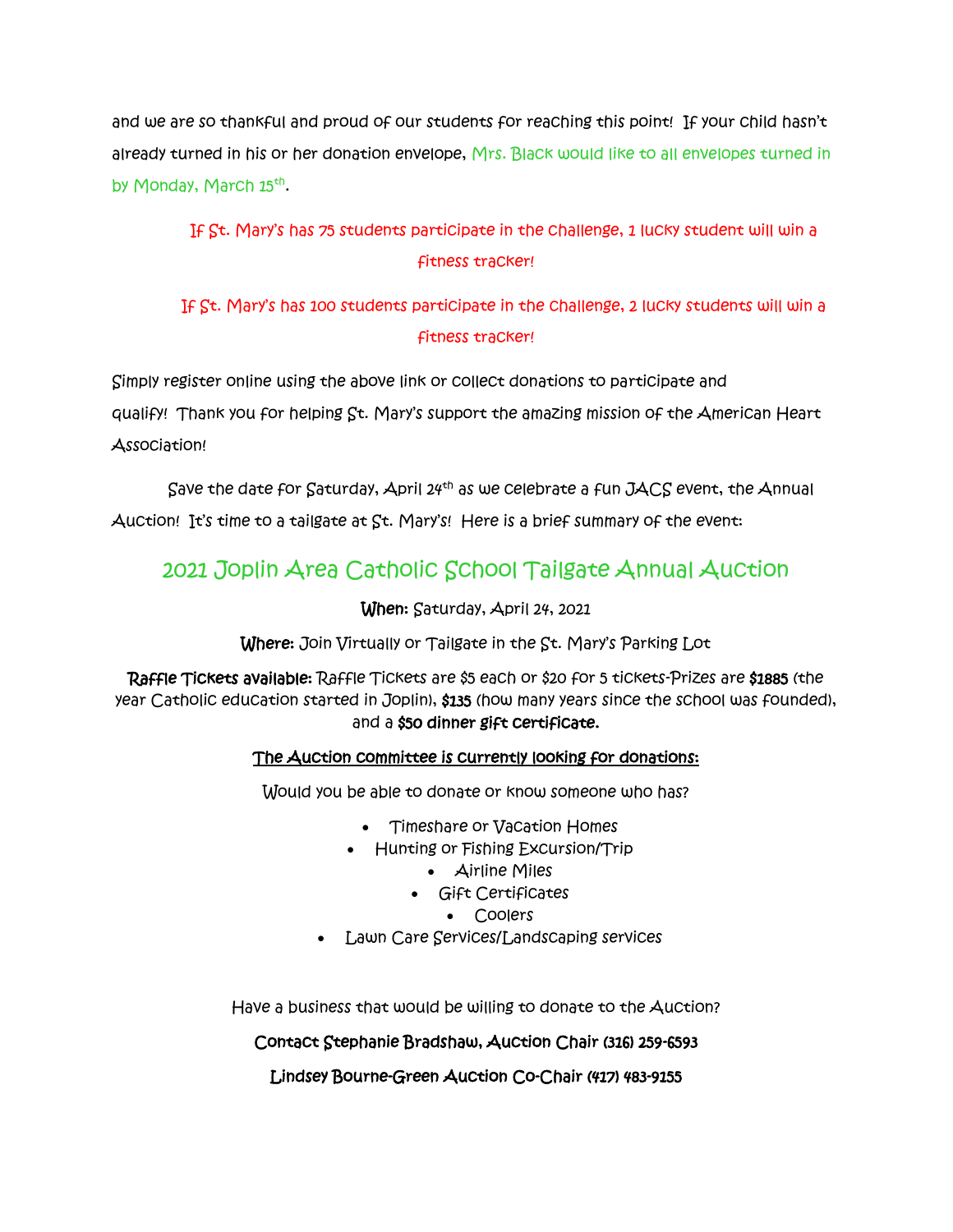and we are so thankful and proud of our students for reaching this point! If your child hasn't already turned in his or her donation envelope, Mrs. Black would like to all envelopes turned in by Monday, March 15th.

If St. Mary's has 75 students participate in the challenge, 1 lucky student will win a fitness tracker!

If St. Mary's has 100 students participate in the challenge, 2 lucky students will win a fitness tracker!

Simply register online using the above link or collect donations to participate and qualify! Thank you for helping St. Mary's support the amazing mission of the American Heart Association!

Save the date for Saturday, April 24th as we celebrate a fun JACS event, the Annual Auction! It's time to a tailgate at St. Mary's! Here is a brief summary of the event:

## 2021 Joplin Area Catholic School Tailgate Annual Auction

**When:** Saturday, April 24, 2021

**Where:** Join Virtually or Tailgate in the St. Mary's Parking Lot

**Raffle Tickets available:** Raffle Tickets are $5 each or $20 for 5 tickets-Prizes are **$1885** (the year Catholic education started in Joplin), **$135** (how many years since the school was founded), and a **$50 dinner gift certificate.**

<u>**The Auction committee is currently looking for donations:**</u>

Would you be able to donate or know someone who has?

- Timeshare or Vacation Homes
- Hunting or Fishing Excursion/Trip
- Airline Miles
- Gift Certificates
- Coolers
- Lawn Care Services/Landscaping services

Have a business that would be willing to donate to the Auction?

**Contact Stephanie Bradshaw, Auction Chair (316) 259-6593**

**Lindsey Bourne-Green Auction Co-Chair (417) 483-9155**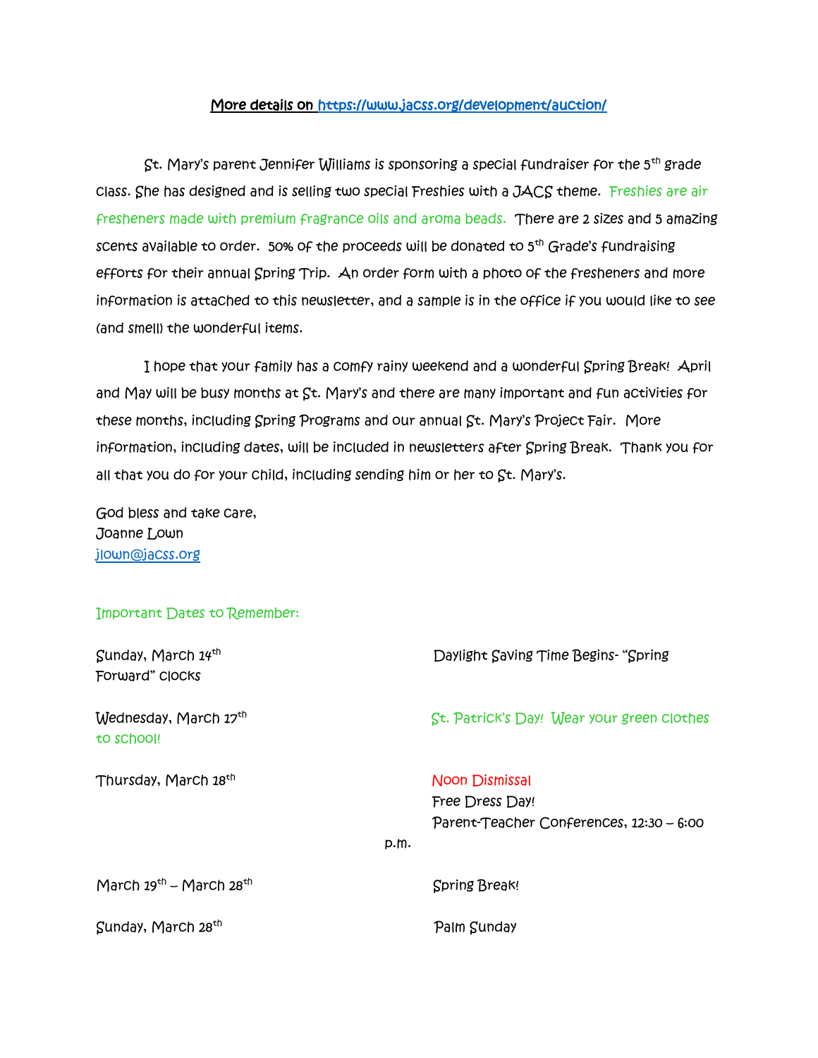**More details on https://www.jacss.org/development/auction/**

St. Mary's parent Jennifer Williams is sponsoring a special fundraiser for the 5th grade class. She has designed and is selling two special Freshies with a JACS theme. Freshies are air fresheners made with premium fragrance oils and aroma beads. There are 2 sizes and 5 amazing scents available to order. 50% of the proceeds will be donated to 5th Grade's fundraising efforts for their annual Spring Trip. An order form with a photo of the fresheners and more information is attached to this newsletter, and a sample is in the office if you would like to see (and smell) the wonderful items.

I hope that your family has a comfy rainy weekend and a wonderful Spring Break! April and May will be busy months at St. Mary's and there are many important and fun activities for these months, including Spring Programs and our annual St. Mary's Project Fair. More information, including dates, will be included in newsletters after Spring Break. Thank you for all that you do for your child, including sending him or her to St. Mary's.

God bless and take care,
Joanne Lown
jlown@jacss.org

Important Dates to Remember:

| | |
|---|---|
| Sunday, March 14th | Daylight Saving Time Begins- "Spring Forward" clocks |
| Wednesday, March 17th | St. Patrick's Day! Wear your green clothes to school! |
| Thursday, March 18th | Noon Dismissal<br>Free Dress Day!<br>Parent-Teacher Conferences, 12:30 – 6:00 p.m. |
| March 19th – March 28th | Spring Break! |
| Sunday, March 28th | Palm Sunday |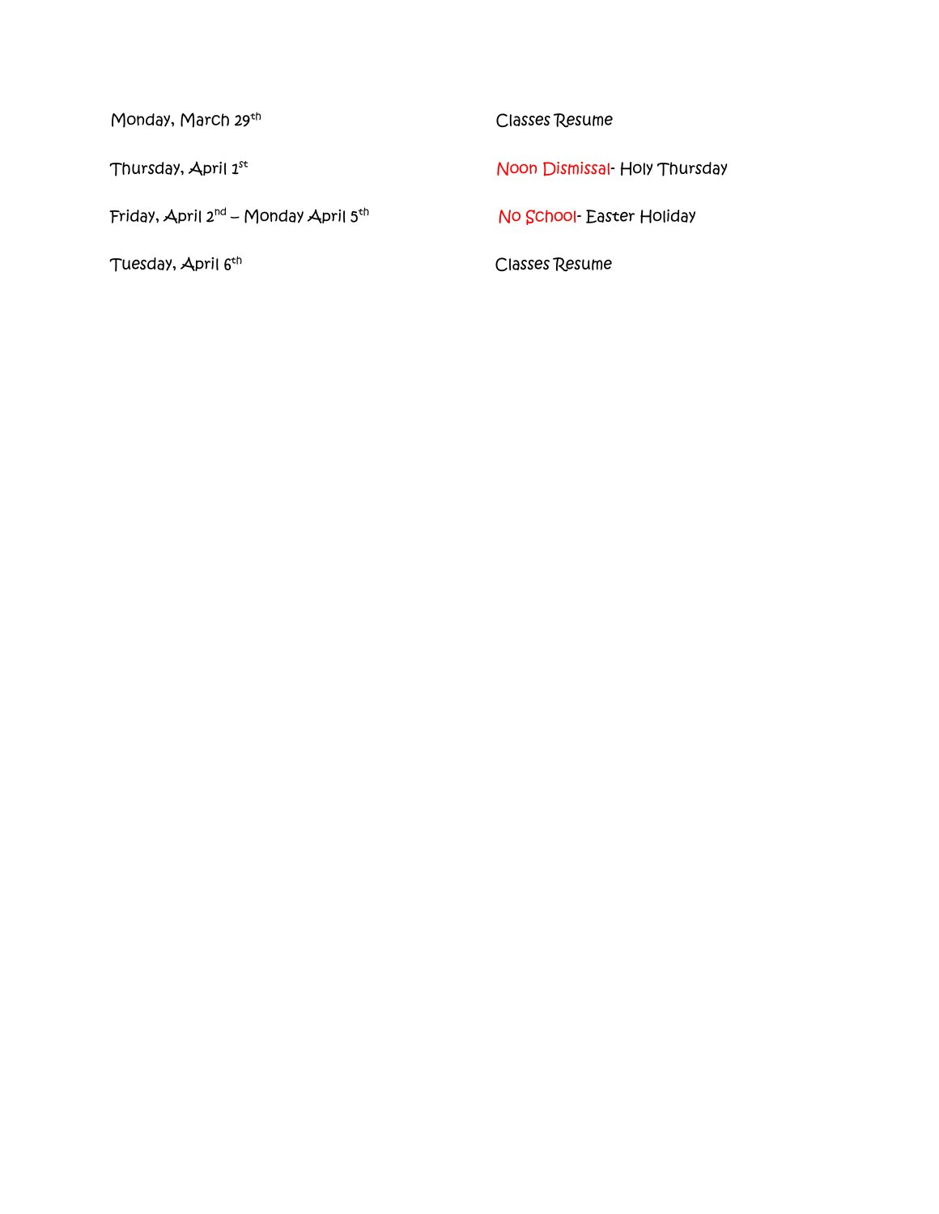| | |
|---|---|
| Monday, March 29th | Classes Resume |
| Thursday, April 1st | Noon Dismissal- Holy Thursday |
| Friday, April 2nd – Monday April 5th | No School- Easter Holiday |
| Tuesday, April 6th | Classes Resume |